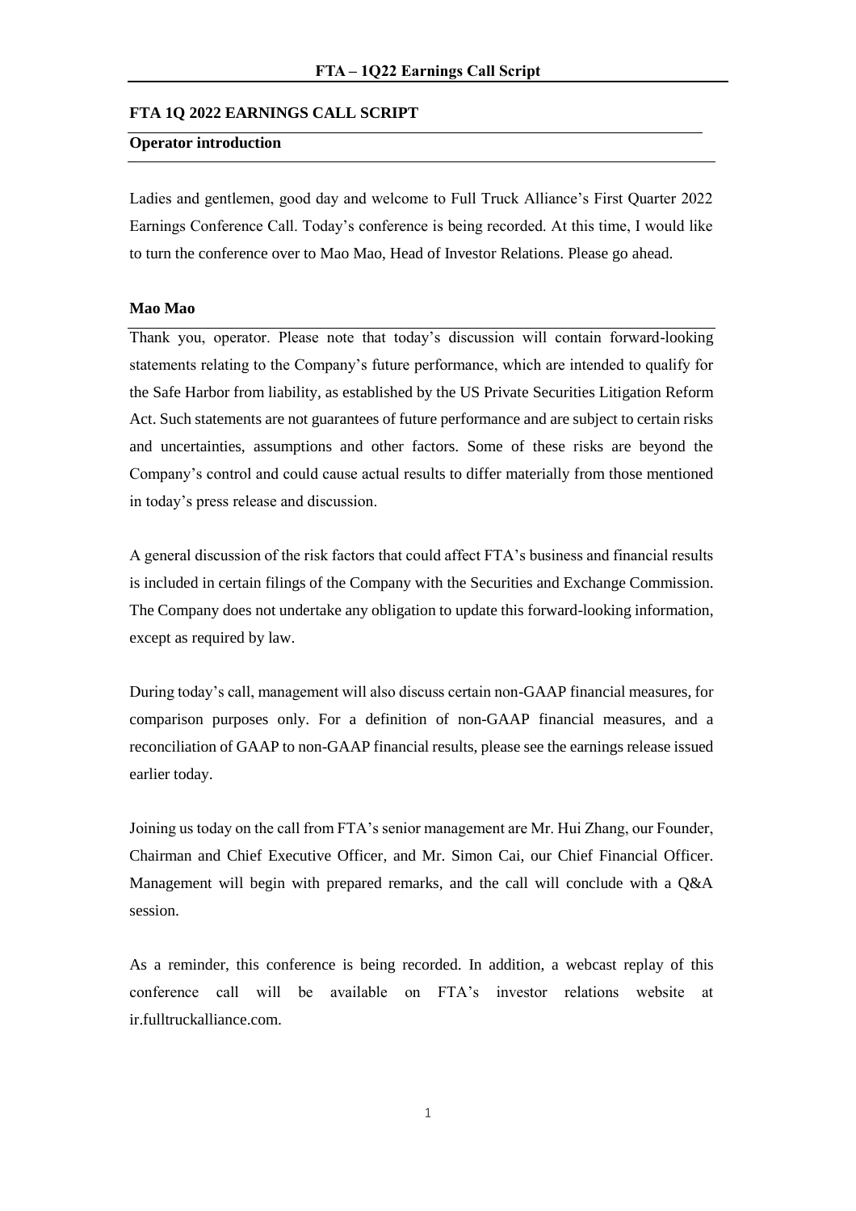# FTA 1Q 2022 EARNINGS CALL SCRIPT

## Operator introduction

Ladies and gentlemen, good day and welcome to Full Truck Alliance's First Quarter 2022 Earnings Conference Call. Today's conference is being recorded. At this time, I would like to turn the conference over to Mao Mao, Head of Investor Relations. Please go ahead.

### Mao Mao

Thank you, operator. Please note that today's discussion will contain forward-looking statements relating to the Company's future performance, which are intended to qualify for the Safe Harbor from liability, as established by the US Private Securities Litigation Reform Act. Such statements are not guarantees of future performance and are subject to certain risks and uncertainties, assumptions and other factors. Some of these risks are beyond the Company's control and could cause actual results to differ materially from those mentioned in today's press release and discussion.

A general discussion of the risk factors that could affect FTA's business and financial results is included in certain filings of the Company with the Securities and Exchange Commission. The Company does not undertake any obligation to update this forward-looking information, except as required by law.

During today's call, management will also discuss certain non-GAAP financial measures, for comparison purposes only. For a definition of non-GAAP financial measures, and a reconciliation of GAAP to non-GAAP financial results, please see the earnings release issued earlier today.

Joining us today on the call from FTA's senior management are Mr. Hui Zhang, our Founder, Chairman and Chief Executive Officer, and Mr. Simon Cai, our Chief Financial Officer. Management will begin with prepared remarks, and the call will conclude with a Q&A session.

As a reminder, this conference is being recorded. In addition, a webcast replay of this conference call will be available on FTA's investor relations website at ir.fulltruckalliance.com.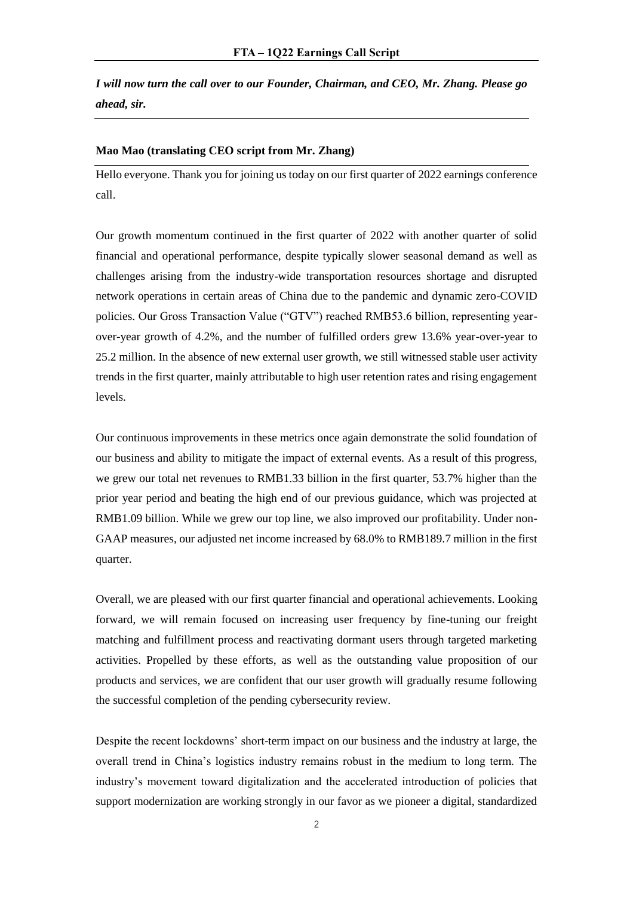***I will now turn the call over to our Founder, Chairman, and CEO, Mr. Zhang. Please go ahead, sir.***

**Mao Mao (translating CEO script from Mr. Zhang)**

Hello everyone. Thank you for joining us today on our first quarter of 2022 earnings conference call.

Our growth momentum continued in the first quarter of 2022 with another quarter of solid financial and operational performance, despite typically slower seasonal demand as well as challenges arising from the industry-wide transportation resources shortage and disrupted network operations in certain areas of China due to the pandemic and dynamic zero-COVID policies. Our Gross Transaction Value ("GTV") reached RMB53.6 billion, representing year-over-year growth of 4.2%, and the number of fulfilled orders grew 13.6% year-over-year to 25.2 million. In the absence of new external user growth, we still witnessed stable user activity trends in the first quarter, mainly attributable to high user retention rates and rising engagement levels.

Our continuous improvements in these metrics once again demonstrate the solid foundation of our business and ability to mitigate the impact of external events. As a result of this progress, we grew our total net revenues to RMB1.33 billion in the first quarter, 53.7% higher than the prior year period and beating the high end of our previous guidance, which was projected at RMB1.09 billion. While we grew our top line, we also improved our profitability. Under non-GAAP measures, our adjusted net income increased by 68.0% to RMB189.7 million in the first quarter.

Overall, we are pleased with our first quarter financial and operational achievements. Looking forward, we will remain focused on increasing user frequency by fine-tuning our freight matching and fulfillment process and reactivating dormant users through targeted marketing activities. Propelled by these efforts, as well as the outstanding value proposition of our products and services, we are confident that our user growth will gradually resume following the successful completion of the pending cybersecurity review.

Despite the recent lockdowns' short-term impact on our business and the industry at large, the overall trend in China's logistics industry remains robust in the medium to long term. The industry's movement toward digitalization and the accelerated introduction of policies that support modernization are working strongly in our favor as we pioneer a digital, standardized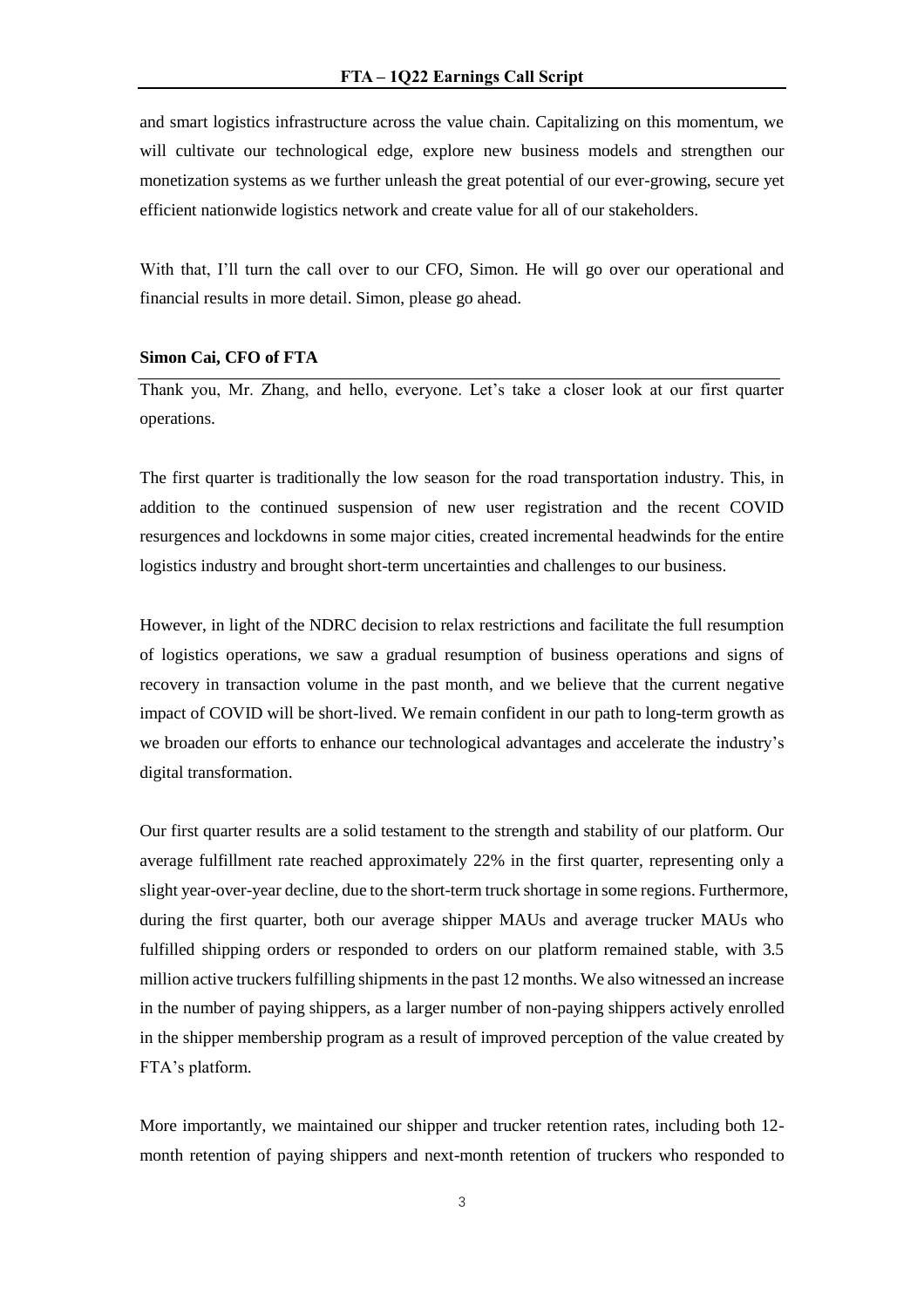and smart logistics infrastructure across the value chain. Capitalizing on this momentum, we will cultivate our technological edge, explore new business models and strengthen our monetization systems as we further unleash the great potential of our ever-growing, secure yet efficient nationwide logistics network and create value for all of our stakeholders.

With that, I'll turn the call over to our CFO, Simon. He will go over our operational and financial results in more detail. Simon, please go ahead.

**Simon Cai, CFO of FTA**

Thank you, Mr. Zhang, and hello, everyone. Let's take a closer look at our first quarter operations.

The first quarter is traditionally the low season for the road transportation industry. This, in addition to the continued suspension of new user registration and the recent COVID resurgences and lockdowns in some major cities, created incremental headwinds for the entire logistics industry and brought short-term uncertainties and challenges to our business.

However, in light of the NDRC decision to relax restrictions and facilitate the full resumption of logistics operations, we saw a gradual resumption of business operations and signs of recovery in transaction volume in the past month, and we believe that the current negative impact of COVID will be short-lived. We remain confident in our path to long-term growth as we broaden our efforts to enhance our technological advantages and accelerate the industry's digital transformation.

Our first quarter results are a solid testament to the strength and stability of our platform. Our average fulfillment rate reached approximately 22% in the first quarter, representing only a slight year-over-year decline, due to the short-term truck shortage in some regions. Furthermore, during the first quarter, both our average shipper MAUs and average trucker MAUs who fulfilled shipping orders or responded to orders on our platform remained stable, with 3.5 million active truckers fulfilling shipments in the past 12 months. We also witnessed an increase in the number of paying shippers, as a larger number of non-paying shippers actively enrolled in the shipper membership program as a result of improved perception of the value created by FTA's platform.

More importantly, we maintained our shipper and trucker retention rates, including both 12-month retention of paying shippers and next-month retention of truckers who responded to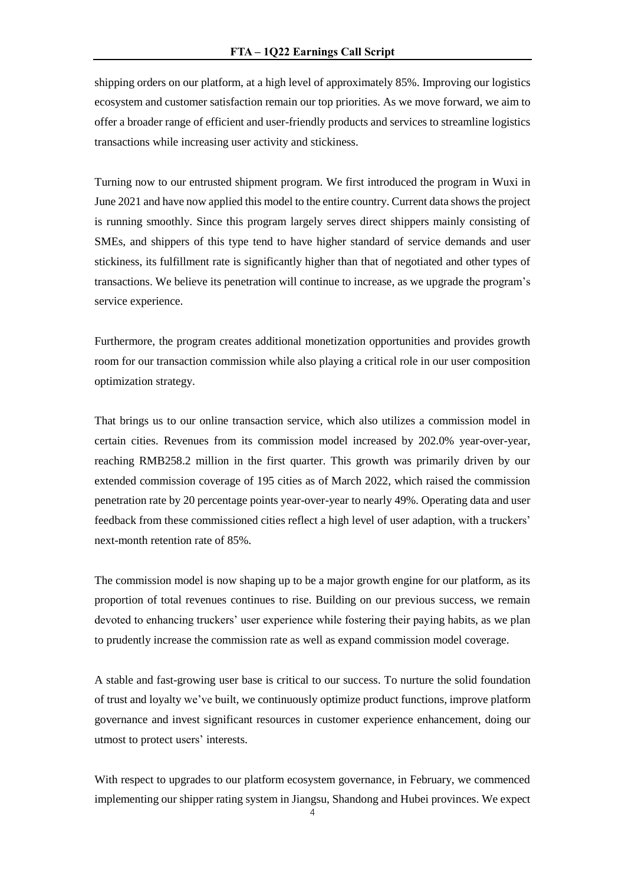shipping orders on our platform, at a high level of approximately 85%. Improving our logistics ecosystem and customer satisfaction remain our top priorities. As we move forward, we aim to offer a broader range of efficient and user-friendly products and services to streamline logistics transactions while increasing user activity and stickiness.

Turning now to our entrusted shipment program. We first introduced the program in Wuxi in June 2021 and have now applied this model to the entire country. Current data shows the project is running smoothly. Since this program largely serves direct shippers mainly consisting of SMEs, and shippers of this type tend to have higher standard of service demands and user stickiness, its fulfillment rate is significantly higher than that of negotiated and other types of transactions. We believe its penetration will continue to increase, as we upgrade the program's service experience.

Furthermore, the program creates additional monetization opportunities and provides growth room for our transaction commission while also playing a critical role in our user composition optimization strategy.

That brings us to our online transaction service, which also utilizes a commission model in certain cities. Revenues from its commission model increased by 202.0% year-over-year, reaching RMB258.2 million in the first quarter. This growth was primarily driven by our extended commission coverage of 195 cities as of March 2022, which raised the commission penetration rate by 20 percentage points year-over-year to nearly 49%. Operating data and user feedback from these commissioned cities reflect a high level of user adaption, with a truckers' next-month retention rate of 85%.

The commission model is now shaping up to be a major growth engine for our platform, as its proportion of total revenues continues to rise. Building on our previous success, we remain devoted to enhancing truckers' user experience while fostering their paying habits, as we plan to prudently increase the commission rate as well as expand commission model coverage.

A stable and fast-growing user base is critical to our success. To nurture the solid foundation of trust and loyalty we've built, we continuously optimize product functions, improve platform governance and invest significant resources in customer experience enhancement, doing our utmost to protect users' interests.

With respect to upgrades to our platform ecosystem governance, in February, we commenced implementing our shipper rating system in Jiangsu, Shandong and Hubei provinces. We expect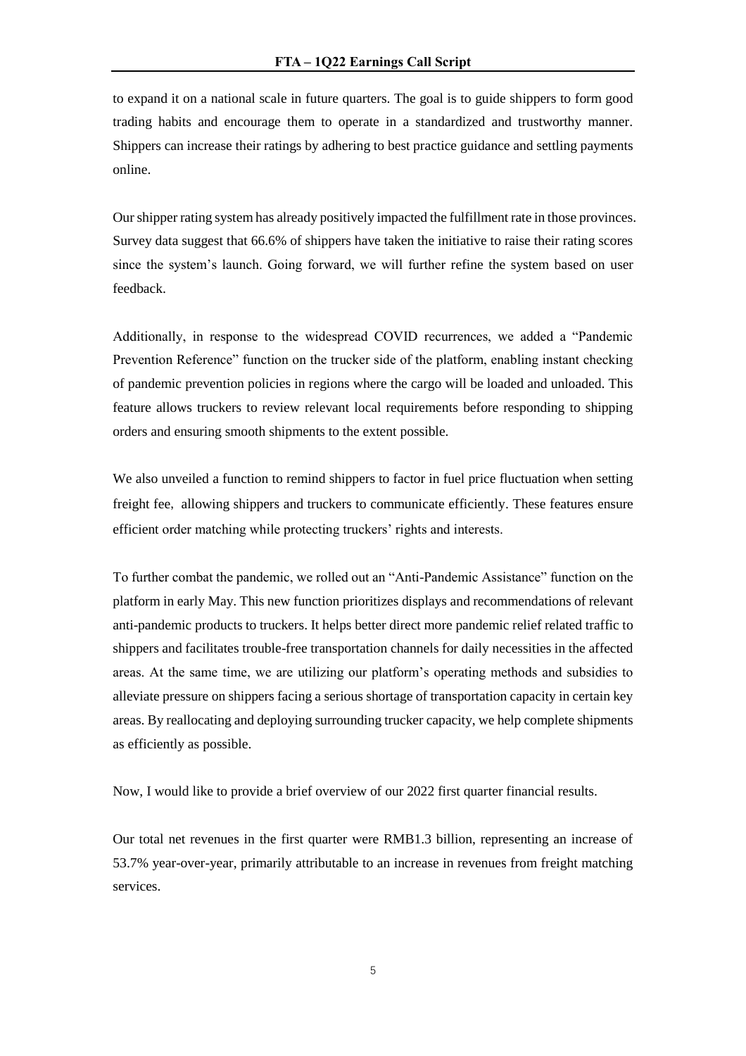to expand it on a national scale in future quarters. The goal is to guide shippers to form good trading habits and encourage them to operate in a standardized and trustworthy manner. Shippers can increase their ratings by adhering to best practice guidance and settling payments online.

Our shipper rating system has already positively impacted the fulfillment rate in those provinces. Survey data suggest that 66.6% of shippers have taken the initiative to raise their rating scores since the system's launch. Going forward, we will further refine the system based on user feedback.

Additionally, in response to the widespread COVID recurrences, we added a "Pandemic Prevention Reference" function on the trucker side of the platform, enabling instant checking of pandemic prevention policies in regions where the cargo will be loaded and unloaded. This feature allows truckers to review relevant local requirements before responding to shipping orders and ensuring smooth shipments to the extent possible.

We also unveiled a function to remind shippers to factor in fuel price fluctuation when setting freight fee, allowing shippers and truckers to communicate efficiently. These features ensure efficient order matching while protecting truckers' rights and interests.

To further combat the pandemic, we rolled out an "Anti-Pandemic Assistance" function on the platform in early May. This new function prioritizes displays and recommendations of relevant anti-pandemic products to truckers. It helps better direct more pandemic relief related traffic to shippers and facilitates trouble-free transportation channels for daily necessities in the affected areas. At the same time, we are utilizing our platform's operating methods and subsidies to alleviate pressure on shippers facing a serious shortage of transportation capacity in certain key areas. By reallocating and deploying surrounding trucker capacity, we help complete shipments as efficiently as possible.

Now, I would like to provide a brief overview of our 2022 first quarter financial results.

Our total net revenues in the first quarter were RMB1.3 billion, representing an increase of 53.7% year-over-year, primarily attributable to an increase in revenues from freight matching services.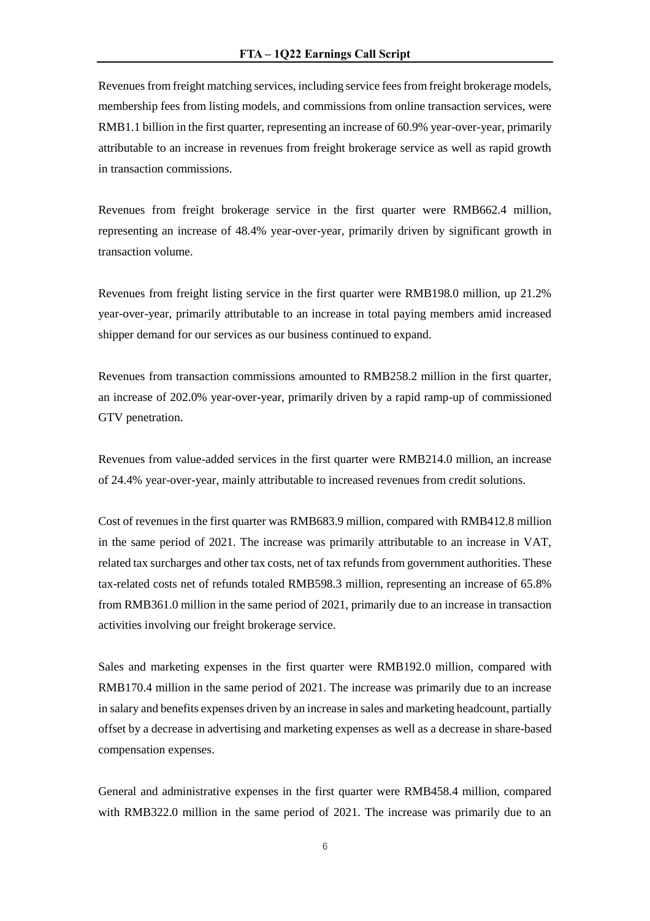Revenues from freight matching services, including service fees from freight brokerage models, membership fees from listing models, and commissions from online transaction services, were RMB1.1 billion in the first quarter, representing an increase of 60.9% year-over-year, primarily attributable to an increase in revenues from freight brokerage service as well as rapid growth in transaction commissions.

Revenues from freight brokerage service in the first quarter were RMB662.4 million, representing an increase of 48.4% year-over-year, primarily driven by significant growth in transaction volume.

Revenues from freight listing service in the first quarter were RMB198.0 million, up 21.2% year-over-year, primarily attributable to an increase in total paying members amid increased shipper demand for our services as our business continued to expand.

Revenues from transaction commissions amounted to RMB258.2 million in the first quarter, an increase of 202.0% year-over-year, primarily driven by a rapid ramp-up of commissioned GTV penetration.

Revenues from value-added services in the first quarter were RMB214.0 million, an increase of 24.4% year-over-year, mainly attributable to increased revenues from credit solutions.

Cost of revenues in the first quarter was RMB683.9 million, compared with RMB412.8 million in the same period of 2021. The increase was primarily attributable to an increase in VAT, related tax surcharges and other tax costs, net of tax refunds from government authorities. These tax-related costs net of refunds totaled RMB598.3 million, representing an increase of 65.8% from RMB361.0 million in the same period of 2021, primarily due to an increase in transaction activities involving our freight brokerage service.

Sales and marketing expenses in the first quarter were RMB192.0 million, compared with RMB170.4 million in the same period of 2021. The increase was primarily due to an increase in salary and benefits expenses driven by an increase in sales and marketing headcount, partially offset by a decrease in advertising and marketing expenses as well as a decrease in share-based compensation expenses.

General and administrative expenses in the first quarter were RMB458.4 million, compared with RMB322.0 million in the same period of 2021. The increase was primarily due to an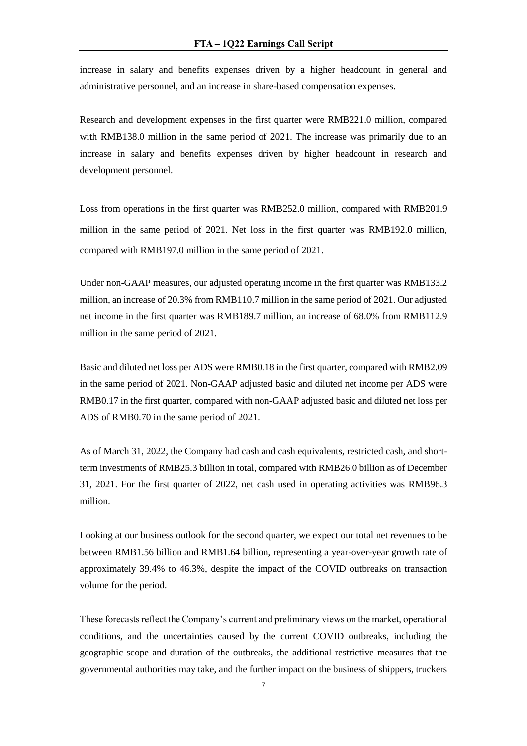increase in salary and benefits expenses driven by a higher headcount in general and administrative personnel, and an increase in share-based compensation expenses.

Research and development expenses in the first quarter were RMB221.0 million, compared with RMB138.0 million in the same period of 2021. The increase was primarily due to an increase in salary and benefits expenses driven by higher headcount in research and development personnel.

Loss from operations in the first quarter was RMB252.0 million, compared with RMB201.9 million in the same period of 2021. Net loss in the first quarter was RMB192.0 million, compared with RMB197.0 million in the same period of 2021.

Under non-GAAP measures, our adjusted operating income in the first quarter was RMB133.2 million, an increase of 20.3% from RMB110.7 million in the same period of 2021. Our adjusted net income in the first quarter was RMB189.7 million, an increase of 68.0% from RMB112.9 million in the same period of 2021.

Basic and diluted net loss per ADS were RMB0.18 in the first quarter, compared with RMB2.09 in the same period of 2021. Non-GAAP adjusted basic and diluted net income per ADS were RMB0.17 in the first quarter, compared with non-GAAP adjusted basic and diluted net loss per ADS of RMB0.70 in the same period of 2021.

As of March 31, 2022, the Company had cash and cash equivalents, restricted cash, and short-term investments of RMB25.3 billion in total, compared with RMB26.0 billion as of December 31, 2021. For the first quarter of 2022, net cash used in operating activities was RMB96.3 million.

Looking at our business outlook for the second quarter, we expect our total net revenues to be between RMB1.56 billion and RMB1.64 billion, representing a year-over-year growth rate of approximately 39.4% to 46.3%, despite the impact of the COVID outbreaks on transaction volume for the period.

These forecasts reflect the Company's current and preliminary views on the market, operational conditions, and the uncertainties caused by the current COVID outbreaks, including the geographic scope and duration of the outbreaks, the additional restrictive measures that the governmental authorities may take, and the further impact on the business of shippers, truckers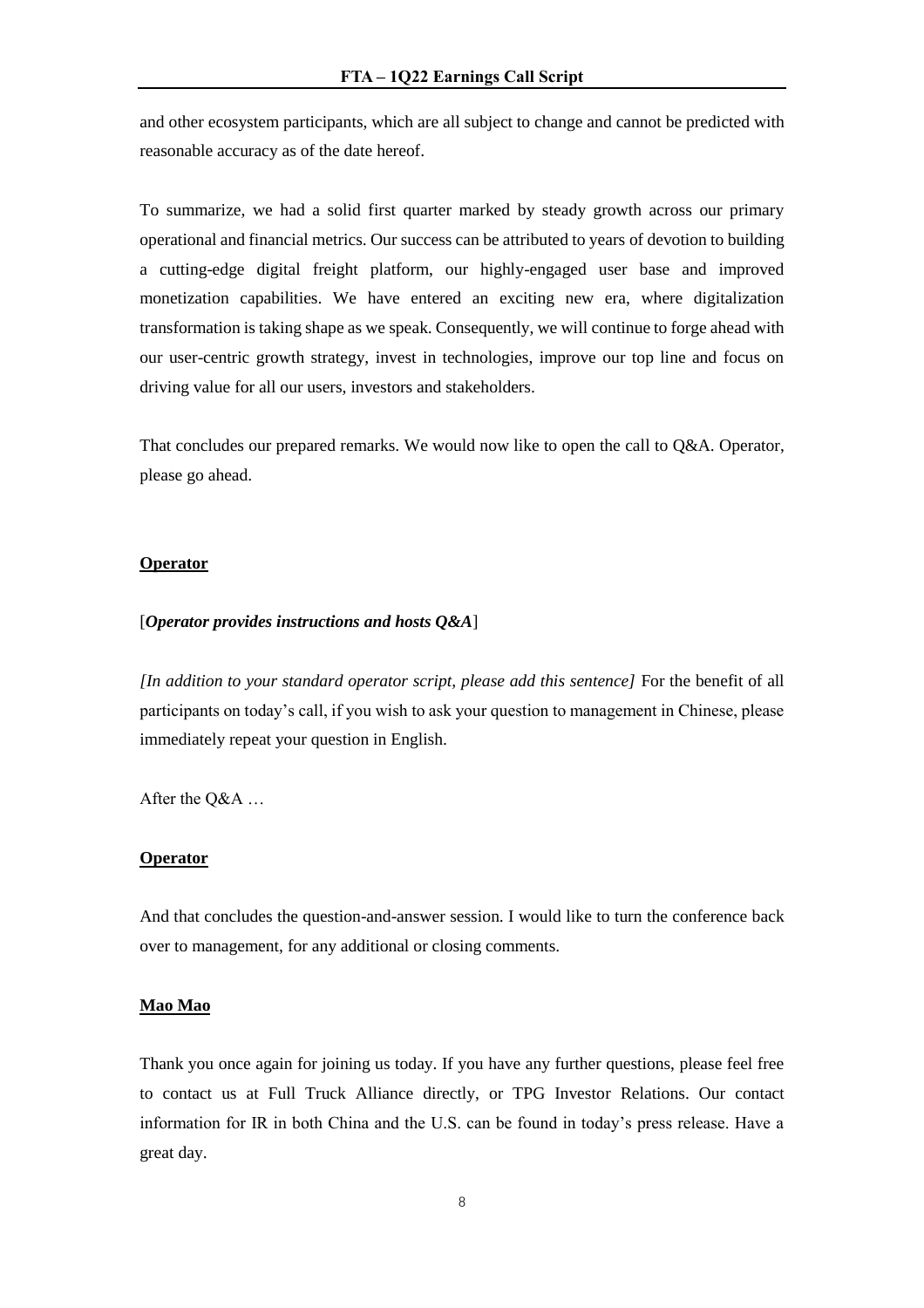and other ecosystem participants, which are all subject to change and cannot be predicted with reasonable accuracy as of the date hereof.

To summarize, we had a solid first quarter marked by steady growth across our primary operational and financial metrics. Our success can be attributed to years of devotion to building a cutting-edge digital freight platform, our highly-engaged user base and improved monetization capabilities. We have entered an exciting new era, where digitalization transformation is taking shape as we speak. Consequently, we will continue to forge ahead with our user-centric growth strategy, invest in technologies, improve our top line and focus on driving value for all our users, investors and stakeholders.

That concludes our prepared remarks. We would now like to open the call to Q&A. Operator, please go ahead.

**Operator**

[***Operator provides instructions and hosts Q&A***]

*[In addition to your standard operator script, please add this sentence]* For the benefit of all participants on today's call, if you wish to ask your question to management in Chinese, please immediately repeat your question in English.

After the Q&A …

**Operator**

And that concludes the question-and-answer session. I would like to turn the conference back over to management, for any additional or closing comments.

**Mao Mao**

Thank you once again for joining us today. If you have any further questions, please feel free to contact us at Full Truck Alliance directly, or TPG Investor Relations. Our contact information for IR in both China and the U.S. can be found in today's press release. Have a great day.